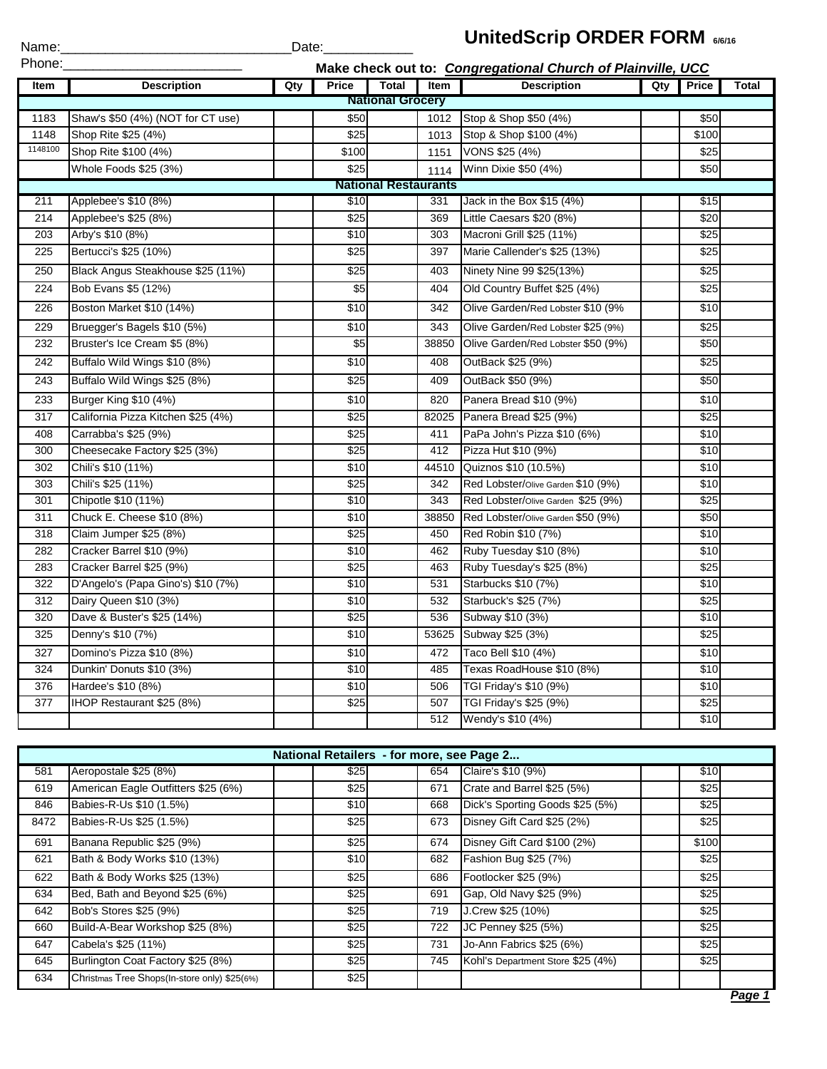Name:______________________________ Date:___________

Phone:________________________

# UnitedScrip ORDER FORM 6/6/16

**Make check out to: *Congregational Church of Plainville, UCC***

| Item | Description | Qty | Price | Total | Item | Description | Qty | Price | Total |
|---|---|---|---|---|---|---|---|---|---|
| **National Grocery** | | | | | | | | | |
| 1183 | Shaw's $50 (4%) (NOT for CT use) | | $50 | | 1012 | Stop & Shop $50 (4%) | | $50 | |
| 1148 | Shop Rite $25 (4%) | | $25 | | 1013 | Stop & Shop $100 (4%) | | $100 | |
| 1148100 | Shop Rite $100 (4%) | | $100 | | 1151 | VONS $25 (4%) | | $25 | |
| | Whole Foods $25 (3%) | | $25 | | 1114 | Winn Dixie $50 (4%) | | $50 | |
| **National Restaurants** | | | | | | | | | |
| 211 | Applebee's $10 (8%) | | $10 | | 331 | Jack in the Box $15 (4%) | | $15 | |
| 214 | Applebee's $25 (8%) | | $25 | | 369 | Little Caesars $20 (8%) | | $20 | |
| 203 | Arby's $10 (8%) | | $10 | | 303 | Macroni Grill $25 (11%) | | $25 | |
| 225 | Bertucci's $25 (10%) | | $25 | | 397 | Marie Callender's $25 (13%) | | $25 | |
| 250 | Black Angus Steakhouse $25 (11%) | | $25 | | 403 | Ninety Nine 99 $25(13%) | | $25 | |
| 224 | Bob Evans $5 (12%) | | $5 | | 404 | Old Country Buffet $25 (4%) | | $25 | |
| 226 | Boston Market $10 (14%) | | $10 | | 342 | Olive Garden/Red Lobster $10 (9% | | $10 | |
| 229 | Bruegger's Bagels $10 (5%) | | $10 | | 343 | Olive Garden/Red Lobster $25 (9%) | | $25 | |
| 232 | Bruster's Ice Cream $5 (8%) | | $5 | | 38850 | Olive Garden/Red Lobster $50 (9%) | | $50 | |
| 242 | Buffalo Wild Wings $10 (8%) | | $10 | | 408 | OutBack $25 (9%) | | $25 | |
| 243 | Buffalo Wild Wings $25 (8%) | | $25 | | 409 | OutBack $50 (9%) | | $50 | |
| 233 | Burger King $10 (4%) | | $10 | | 820 | Panera Bread $10 (9%) | | $10 | |
| 317 | California Pizza Kitchen $25 (4%) | | $25 | | 82025 | Panera Bread $25 (9%) | | $25 | |
| 408 | Carrabba's $25 (9%) | | $25 | | 411 | PaPa John's Pizza $10 (6%) | | $10 | |
| 300 | Cheesecake Factory $25 (3%) | | $25 | | 412 | Pizza Hut $10 (9%) | | $10 | |
| 302 | Chili's $10 (11%) | | $10 | | 44510 | Quiznos $10 (10.5%) | | $10 | |
| 303 | Chili's $25 (11%) | | $25 | | 342 | Red Lobster/Olive Garden $10 (9%) | | $10 | |
| 301 | Chipotle $10 (11%) | | $10 | | 343 | Red Lobster/Olive Garden $25 (9%) | | $25 | |
| 311 | Chuck E. Cheese $10 (8%) | | $10 | | 38850 | Red Lobster/Olive Garden $50 (9%) | | $50 | |
| 318 | Claim Jumper $25 (8%) | | $25 | | 450 | Red Robin $10 (7%) | | $10 | |
| 282 | Cracker Barrel $10 (9%) | | $10 | | 462 | Ruby Tuesday $10 (8%) | | $10 | |
| 283 | Cracker Barrel $25 (9%) | | $25 | | 463 | Ruby Tuesday's $25 (8%) | | $25 | |
| 322 | D'Angelo's (Papa Gino's) $10 (7%) | | $10 | | 531 | Starbucks $10 (7%) | | $10 | |
| 312 | Dairy Queen $10 (3%) | | $10 | | 532 | Starbuck's $25 (7%) | | $25 | |
| 320 | Dave & Buster's $25 (14%) | | $25 | | 536 | Subway $10 (3%) | | $10 | |
| 325 | Denny's $10 (7%) | | $10 | | 53625 | Subway $25 (3%) | | $25 | |
| 327 | Domino's Pizza $10 (8%) | | $10 | | 472 | Taco Bell $10 (4%) | | $10 | |
| 324 | Dunkin' Donuts $10 (3%) | | $10 | | 485 | Texas RoadHouse $10 (8%) | | $10 | |
| 376 | Hardee's $10 (8%) | | $10 | | 506 | TGI Friday's $10 (9%) | | $10 | |
| 377 | IHOP Restaurant $25 (8%) | | $25 | | 507 | TGI Friday's $25 (9%) | | $25 | |
| | | | | | 512 | Wendy's $10 (4%) | | $10 | |

| Item | Description | Qty | Price | Total | Item | Description | Qty | Price | Total |
|---|---|---|---|---|---|---|---|---|---|
| **National Retailers - for more, see Page 2...** | | | | | | | | | |
| 581 | Aeropostale $25 (8%) | | $25 | | 654 | Claire's $10 (9%) | | $10 | |
| 619 | American Eagle Outfitters $25 (6%) | | $25 | | 671 | Crate and Barrel $25 (5%) | | $25 | |
| 846 | Babies-R-Us $10 (1.5%) | | $10 | | 668 | Dick's Sporting Goods $25 (5%) | | $25 | |
| 8472 | Babies-R-Us $25 (1.5%) | | $25 | | 673 | Disney Gift Card $25 (2%) | | $25 | |
| 691 | Banana Republic $25 (9%) | | $25 | | 674 | Disney Gift Card $100 (2%) | | $100 | |
| 621 | Bath & Body Works $10 (13%) | | $10 | | 682 | Fashion Bug $25 (7%) | | $25 | |
| 622 | Bath & Body Works $25 (13%) | | $25 | | 686 | Footlocker $25 (9%) | | $25 | |
| 634 | Bed, Bath and Beyond $25 (6%) | | $25 | | 691 | Gap, Old Navy $25 (9%) | | $25 | |
| 642 | Bob's Stores $25 (9%) | | $25 | | 719 | J.Crew $25 (10%) | | $25 | |
| 660 | Build-A-Bear Workshop $25 (8%) | | $25 | | 722 | JC Penney $25 (5%) | | $25 | |
| 647 | Cabela's $25 (11%) | | $25 | | 731 | Jo-Ann Fabrics $25 (6%) | | $25 | |
| 645 | Burlington Coat Factory $25 (8%) | | $25 | | 745 | Kohl's Department Store $25 (4%) | | $25 | |
| 634 | Christmas Tree Shops(In-store only) $25(6%) | | $25 | | | | | | |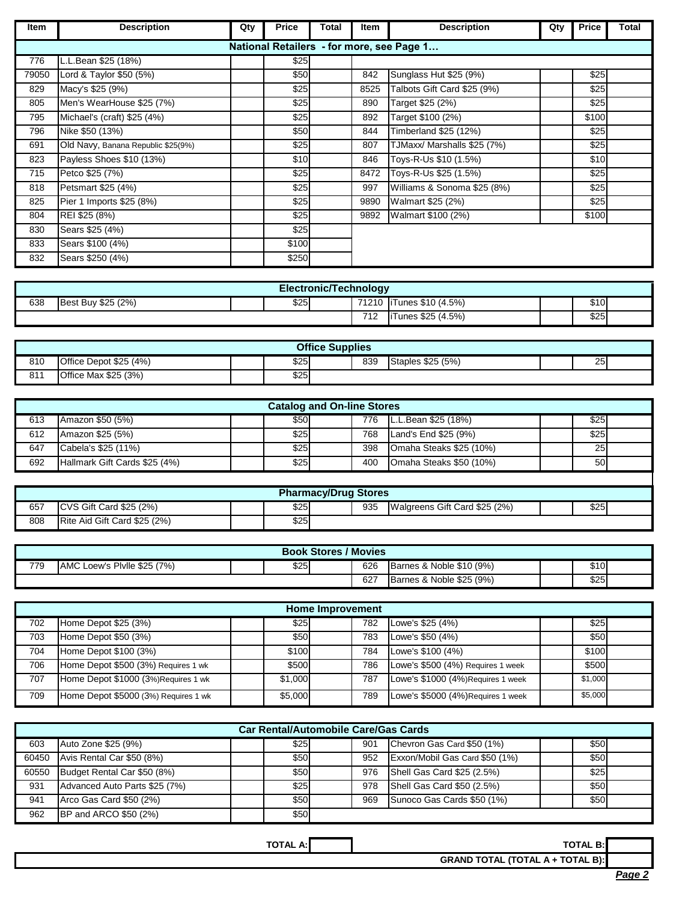| Item | Description | Qty | Price | Total | Item | Description | Qty | Price | Total |
|---|---|---|---|---|---|---|---|---|---|
| **National Retailers - for more, see Page 1…** | | | | | | | | | |
| 776 | L.L.Bean $25 (18%) | | $25 | | | | | | |
| 79050 | Lord & Taylor $50 (5%) | | $50 | | 842 | Sunglass Hut $25 (9%) | | $25 | |
| 829 | Macy's $25 (9%) | | $25 | | 8525 | Talbots Gift Card $25 (9%) | | $25 | |
| 805 | Men's WearHouse $25 (7%) | | $25 | | 890 | Target $25 (2%) | | $25 | |
| 795 | Michael's (craft) $25 (4%) | | $25 | | 892 | Target $100 (2%) | | $100 | |
| 796 | Nike $50 (13%) | | $50 | | 844 | Timberland $25 (12%) | | $25 | |
| 691 | Old Navy, Banana Republic $25(9%) | | $25 | | 807 | TJMaxx/ Marshalls $25 (7%) | | $25 | |
| 823 | Payless Shoes $10 (13%) | | $10 | | 846 | Toys-R-Us $10 (1.5%) | | $10 | |
| 715 | Petco $25 (7%) | | $25 | | 8472 | Toys-R-Us $25 (1.5%) | | $25 | |
| 818 | Petsmart $25 (4%) | | $25 | | 997 | Williams & Sonoma $25 (8%) | | $25 | |
| 825 | Pier 1 Imports $25 (8%) | | $25 | | 9890 | Walmart $25 (2%) | | $25 | |
| 804 | REI $25 (8%) | | $25 | | 9892 | Walmart $100 (2%) | | $100 | |
| 830 | Sears $25 (4%) | | $25 | | | | | | |
| 833 | Sears $100 (4%) | | $100 | | | | | | |
| 832 | Sears $250 (4%) | | $250 | | | | | | |
| **Electronic/Technology** | | | | | | | | | |
| 638 | Best Buy $25 (2%) | | $25 | | 71210 | iTunes $10 (4.5%) | | $10 | |
| | | | | | 712 | iTunes $25 (4.5%) | | $25 | |
| **Office Supplies** | | | | | | | | | |
| 810 | Office Depot $25 (4%) | | $25 | | 839 | Staples $25 (5%) | | 25 | |
| 811 | Office Max $25 (3%) | | $25 | | | | | | |
| **Catalog and On-line Stores** | | | | | | | | | |
| 613 | Amazon $50 (5%) | | $50 | | 776 | L.L.Bean $25 (18%) | | $25 | |
| 612 | Amazon $25 (5%) | | $25 | | 768 | Land's End $25 (9%) | | $25 | |
| 647 | Cabela's $25 (11%) | | $25 | | 398 | Omaha Steaks $25 (10%) | | 25 | |
| 692 | Hallmark Gift Cards $25 (4%) | | $25 | | 400 | Omaha Steaks $50 (10%) | | 50 | |
| **Pharmacy/Drug Stores** | | | | | | | | | |
| 657 | CVS Gift Card $25 (2%) | | $25 | | 935 | Walgreens Gift Card $25 (2%) | | $25 | |
| 808 | Rite Aid Gift Card $25 (2%) | | $25 | | | | | | |
| **Book Stores / Movies** | | | | | | | | | |
| 779 | AMC Loew's Plvlle $25 (7%) | | $25 | | 626 | Barnes & Noble $10 (9%) | | $10 | |
| | | | | | 627 | Barnes & Noble $25 (9%) | | $25 | |
| **Home Improvement** | | | | | | | | | |
| 702 | Home Depot $25 (3%) | | $25 | | 782 | Lowe's $25 (4%) | | $25 | |
| 703 | Home Depot $50 (3%) | | $50 | | 783 | Lowe's $50 (4%) | | $50 | |
| 704 | Home Depot $100 (3%) | | $100 | | 784 | Lowe's $100 (4%) | | $100 | |
| 706 | Home Depot $500 (3%) Requires 1 wk | | $500 | | 786 | Lowe's $500 (4%) Requires 1 week | | $500 | |
| 707 | Home Depot $1000 (3%)Requires 1 wk | | $1,000 | | 787 | Lowe's $1000 (4%)Requires 1 week | | $1,000 | |
| 709 | Home Depot $5000 (3%) Requires 1 wk | | $5,000 | | 789 | Lowe's $5000 (4%)Requires 1 week | | $5,000 | |
| **Car Rental/Automobile Care/Gas Cards** | | | | | | | | | |
| 603 | Auto Zone $25 (9%) | | $25 | | 901 | Chevron Gas Card $50 (1%) | | $50 | |
| 60450 | Avis Rental Car $50 (8%) | | $50 | | 952 | Exxon/Mobil Gas Card $50 (1%) | | $50 | |
| 60550 | Budget Rental Car $50 (8%) | | $50 | | 976 | Shell Gas Card $25 (2.5%) | | $25 | |
| 931 | Advanced Auto Parts $25 (7%) | | $25 | | 978 | Shell Gas Card $50 (2.5%) | | $50 | |
| 941 | Arco Gas Card $50 (2%) | | $50 | | 969 | Sunoco Gas Cards $50 (1%) | | $50 | |
| 962 | BP and ARCO $50 (2%) | | $50 | | | | | | |
| | | | **TOTAL A:** | | | | | **TOTAL B:** | |
| | | | | | | | | **GRAND TOTAL (TOTAL A + TOTAL B):** | |